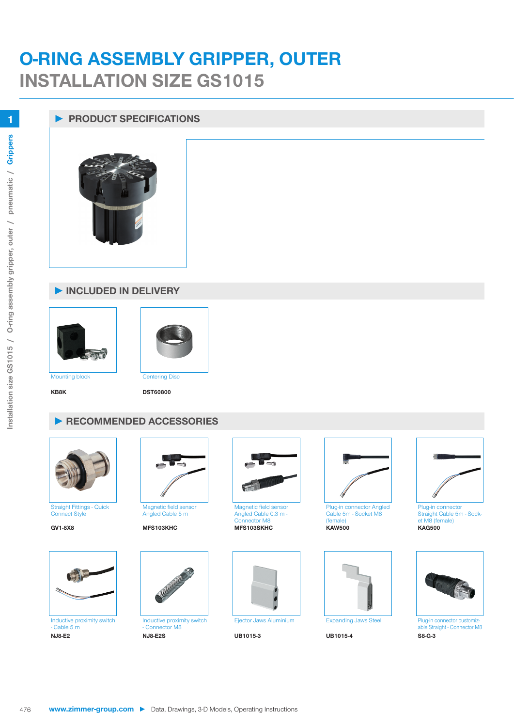# O-RING ASSEMBLY GRIPPER, OUTER

## INSTALLATION SIZE GS1015

### ▶ PRODUCT SPECIFICATIONS

### ▶ INCLUDED IN DELIVERY

| Description | Part No. |
| --- | --- |
| Mounting block | KB8K |
| Centering Disc | DST60800 |

### ▶ RECOMMENDED ACCESSORIES

| Description | Part No. |
| --- | --- |
| Straight Fittings - Quick Connect Style | GV1-8X8 |
| Magnetic field sensor Angled Cable 5 m | MFS103KHC |
| Magnetic field sensor Angled Cable 0,3 m - Connector M8 | MFS103SKHC |
| Plug-in connector Angled Cable 5m - Socket M8 (female) | KAW500 |
| Plug-in connector Straight Cable 5m - Socket M8 (female) | KAG500 |
| Inductive proximity switch - Cable 5 m | NJ8-E2 |
| Inductive proximity switch - Connector M8 | NJ8-E2S |
| Ejector Jaws Aluminium | UB1015-3 |
| Expanding Jaws Steel | UB1015-4 |
| Plug-in connector customizable Straight - Connector M8 | S8-G-3 |

www.zimmer-group.com ▶ Data, Drawings, 3-D Models, Operating Instructions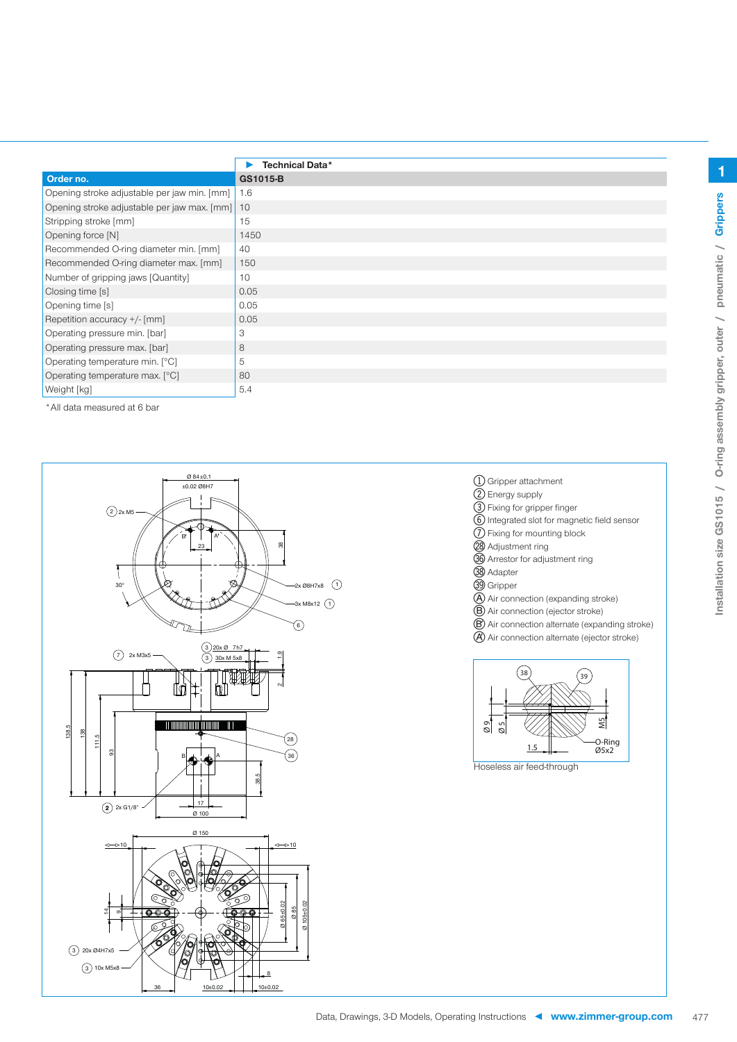▶ **Technical Data***

| Order no. | GS1015-B |
| --- | --- |
| Opening stroke adjustable per jaw min. [mm] | 1.6 |
| Opening stroke adjustable per jaw max. [mm] | 10 |
| Stripping stroke [mm] | 15 |
| Opening force [N] | 1450 |
| Recommended O-ring diameter min. [mm] | 40 |
| Recommended O-ring diameter max. [mm] | 150 |
| Number of gripping jaws [Quantity] | 10 |
| Closing time [s] | 0.05 |
| Opening time [s] | 0.05 |
| Repetition accuracy +/- [mm] | 0.05 |
| Operating pressure min. [bar] | 3 |
| Operating pressure max. [bar] | 8 |
| Operating temperature min. [°C] | 5 |
| Operating temperature max. [°C] | 80 |
| Weight [kg] | 5.4 |

*All data measured at 6 bar

Ø 84±0.1
±0.02 Ø8H7
2 2x M5
B' A'
23
38
30°
2x Ø8H7x8 1
3x M8x12 1
6
7 2x M3x5
3 20x Ø 7h7
3 30x M 5x8
1.9
2
138.5
138
111.5
93
28
36
B A
38.5
2 2x G1/8"
17
Ø 100
Ø 150
10
10
14
9
Ø 65±0.02
Ø 85
Ø 105±0.02
3 20x Ø4H7x5
3 10x M5x8
8
36
10±0.02
10±0.02

1 Gripper attachment
2 Energy supply
3 Fixing for gripper finger
6 Integrated slot for magnetic field sensor
7 Fixing for mounting block
28 Adjustment ring
36 Arrestor for adjustment ring
38 Adapter
39 Gripper
A Air connection (expanding stroke)
B Air connection (ejector stroke)
B' Air connection alternate (expanding stroke)
A' Air connection alternate (ejector stroke)

38
39
Ø 9
Ø 5
M5
1.5
O-Ring
Ø5x2

Hoseless air feed-through

Data, Drawings, 3-D Models, Operating Instructions ◀ www.zimmer-group.com